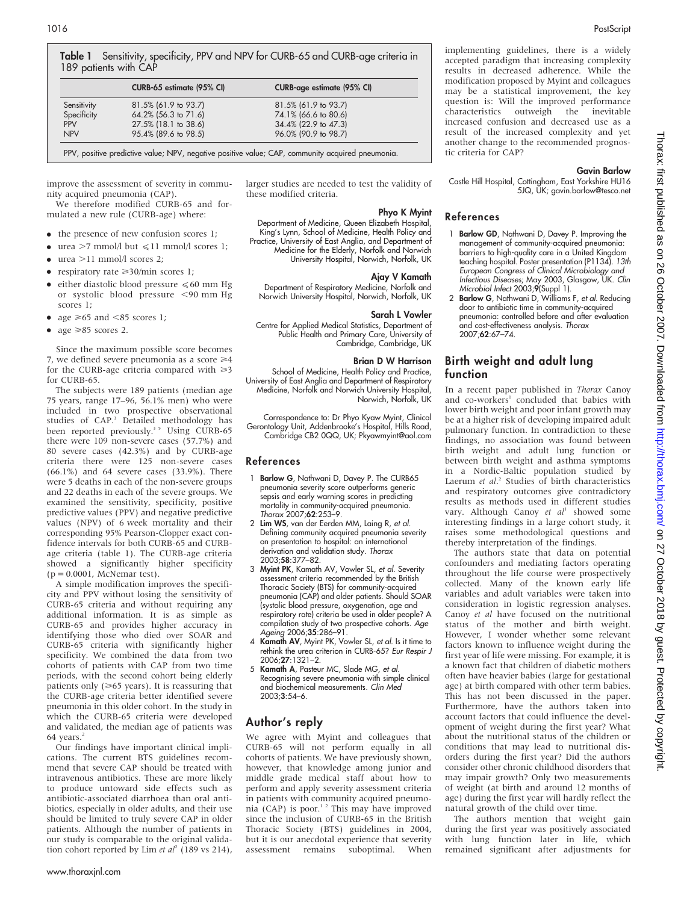**Table 1** Sensitivity, specificity, PPV and NPV for CURB-65 and CURB-age criteria in 189 patients with CAP

| | CURB-65 estimate (95% CI) | CURB-age estimate (95% CI) |
|---|---|---|
| Sensitivity | 81.5% (61.9 to 93.7) | 81.5% (61.9 to 93.7) |
| Specificity | 64.2% (56.3 to 71.6) | 74.1% (66.6 to 80.6) |
| PPV | 27.5% (18.1 to 38.6) | 34.4% (22.9 to 47.3) |
| NPV | 95.4% (89.6 to 98.5) | 96.0% (90.9 to 98.7) |

PPV, positive predictive value; NPV, negative positive value; CAP, community acquired pneumonia.

improve the assessment of severity in community acquired pneumonia (CAP).

We therefore modified CURB-65 and formulated a new rule (CURB-age) where:

- the presence of new confusion scores 1;
- urea >7 mmol/l but ⩽11 mmol/l scores 1;
- urea >11 mmol/l scores 2;
- respiratory rate ⩾30/min scores 1;
- either diastolic blood pressure ⩽60 mm Hg or systolic blood pressure <90 mm Hg scores 1;
- age ⩾65 and <85 scores 1;
- age ⩾85 scores 2.

Since the maximum possible score becomes 7, we defined severe pneumonia as a score ⩾4 for the CURB-age criteria compared with ⩾3 for CURB-65.

The subjects were 189 patients (median age 75 years, range 17–96, 56.1% men) who were included in two prospective observational studies of CAP.[3] Detailed methodology has been reported previously.[3 5] Using CURB-65 there were 109 non-severe cases (57.7%) and 80 severe cases (42.3%) and by CURB-age criteria there were 125 non-severe cases (66.1%) and 64 severe cases (33.9%). There were 5 deaths in each of the non-severe groups and 22 deaths in each of the severe groups. We examined the sensitivity, specificity, positive predictive values (PPV) and negative predictive values (NPV) of 6 week mortality and their corresponding 95% Pearson-Clopper exact confidence intervals for both CURB-65 and CURB-age criteria (table 1). The CURB-age criteria showed a significantly higher specificity (p = 0.0001, McNemar test).

A simple modification improves the specificity and PPV without losing the sensitivity of CURB-65 criteria and without requiring any additional information. It is as simple as CURB-65 and provides higher accuracy in identifying those who died over SOAR and CURB-65 criteria with significantly higher specificity. We combined the data from two cohorts of patients with CAP from two time periods, with the second cohort being elderly patients only (⩾65 years). It is reassuring that the CURB-age criteria better identified severe pneumonia in this older cohort. In the study in which the CURB-65 criteria were developed and validated, the median age of patients was 64 years.[2]

Our findings have important clinical implications. The current BTS guidelines recommend that severe CAP should be treated with intravenous antibiotics. These are more likely to produce untoward side effects such as antibiotic-associated diarrhoea than oral antibiotics, especially in older adults, and their use should be limited to truly severe CAP in older patients. Although the number of patients in our study is comparable to the original validation cohort reported by Lim *et al*[2] (189 vs 214), larger studies are needed to test the validity of these modified criteria.

**Phyo K Myint**
Department of Medicine, Queen Elizabeth Hospital, King's Lynn, School of Medicine, Health Policy and Practice, University of East Anglia, and Department of Medicine for the Elderly, Norfolk and Norwich University Hospital, Norwich, Norfolk, UK

**Ajay V Kamath**
Department of Respiratory Medicine, Norfolk and Norwich University Hospital, Norwich, Norfolk, UK

**Sarah L Vowler**
Centre for Applied Medical Statistics, Department of Public Health and Primary Care, University of Cambridge, Cambridge, UK

**Brian D W Harrison**
School of Medicine, Health Policy and Practice, University of East Anglia and Department of Respiratory Medicine, Norfolk and Norwich University Hospital, Norwich, Norfolk, UK

Correspondence to: Dr Phyo Kyaw Myint, Clinical Gerontology Unit, Addenbrooke's Hospital, Hills Road, Cambridge CB2 0QQ, UK; Pkyawmyint@aol.com

## References

1. **Barlow G**, Nathwani D, Davey P. The CURB65 pneumonia severity score outperforms generic sepsis and early warning scores in predicting mortality in community-acquired pneumonia. *Thorax* 2007;**62**:253–9.
2. **Lim WS**, van der Eerden MM, Laing R, *et al*. Defining community acquired pneumonia severity on presentation to hospital: an international derivation and validation study. *Thorax* 2003;**58**:377–82.
3. **Myint PK**, Kamath AV, Vowler SL, *et al*. Severity assessment criteria recommended by the British Thoracic Society (BTS) for community-acquired pneumonia (CAP) and older patients. Should SOAR (systolic blood pressure, oxygenation, age and respiratory rate) criteria be used in older people? A compilation study of two prospective cohorts. *Age Ageing* 2006;**35**:286–91.
4. **Kamath AV**, Myint PK, Vowler SL, *et al*. Is it time to rethink the urea criterion in CURB-65? *Eur Respir J* 2006;**27**:1321–2.
5. **Kamath A**, Pasteur MC, Slade MG, *et al*. Recognising severe pneumonia with simple clinical and biochemical measurements. *Clin Med* 2003;**3**:54–6.

## Author's reply

We agree with Myint and colleagues that CURB-65 will not perform equally in all cohorts of patients. We have previously shown, however, that knowledge among junior and middle grade medical staff about how to perform and apply severity assessment criteria in patients with community acquired pneumonia (CAP) is poor.[1 2] This may have improved since the inclusion of CURB-65 in the British Thoracic Society (BTS) guidelines in 2004, but it is our anecdotal experience that severity assessment remains suboptimal. When implementing guidelines, there is a widely accepted paradigm that increasing complexity results in decreased adherence. While the modification proposed by Myint and colleagues may be a statistical improvement, the key question is: Will the improved performance characteristics outweigh the inevitable increased confusion and decreased use as a result of the increased complexity and yet another change to the recommended prognostic criteria for CAP?

**Gavin Barlow**
Castle Hill Hospital, Cottingham, East Yorkshire HU16 5JQ, UK; gavin.barlow@tesco.net

## References

1. **Barlow GD**, Nathwani D, Davey P. Improving the management of community-acquired pneumonia: barriers to high-quality care in a United Kingdom teaching hospital. Poster presentation (P1134). *13th European Congress of Clinical Microbiology and Infectious Diseases*; May 2003, Glasgow, UK. *Clin Microbiol Infect* 2003;**9**(Suppl 1).
2. **Barlow G**, Nathwani D, Williams F, *et al*. Reducing door to antibiotic time in community-acquired pneumonia: controlled before and after evaluation and cost-effectiveness analysis. *Thorax* 2007;**62**:67–74.

# Birth weight and adult lung function

In a recent paper published in *Thorax* Canoy and co-workers[1] concluded that babies with lower birth weight and poor infant growth may be at a higher risk of developing impaired adult pulmonary function. In contradiction to these findings, no association was found between birth weight and adult lung function or between birth weight and asthma symptoms in a Nordic-Baltic population studied by Laerum *et al*.[2] Studies of birth characteristics and respiratory outcomes give contradictory results as methods used in different studies vary. Although Canoy *et al*[1] showed some interesting findings in a large cohort study, it raises some methodological questions and thereby interpretation of the findings.

The authors state that data on potential confounders and mediating factors operating throughout the life course were prospectively collected. Many of the known early life variables and adult variables were taken into consideration in logistic regression analyses. Canoy *et al* have focused on the nutritional status of the mother and birth weight. However, I wonder whether some relevant factors known to influence weight during the first year of life were missing. For example, it is a known fact that children of diabetic mothers often have heavier babies (large for gestational age) at birth compared with other term babies. This has not been discussed in the paper. Furthermore, have the authors taken into account factors that could influence the development of weight during the first year? What about the nutritional status of the children or conditions that may lead to nutritional disorders during the first year? Did the authors consider other chronic childhood disorders that may impair growth? Only two measurements of weight (at birth and around 12 months of age) during the first year will hardly reflect the natural growth of the child over time.

The authors mention that weight gain during the first year was positively associated with lung function later in life, which remained significant after adjustments for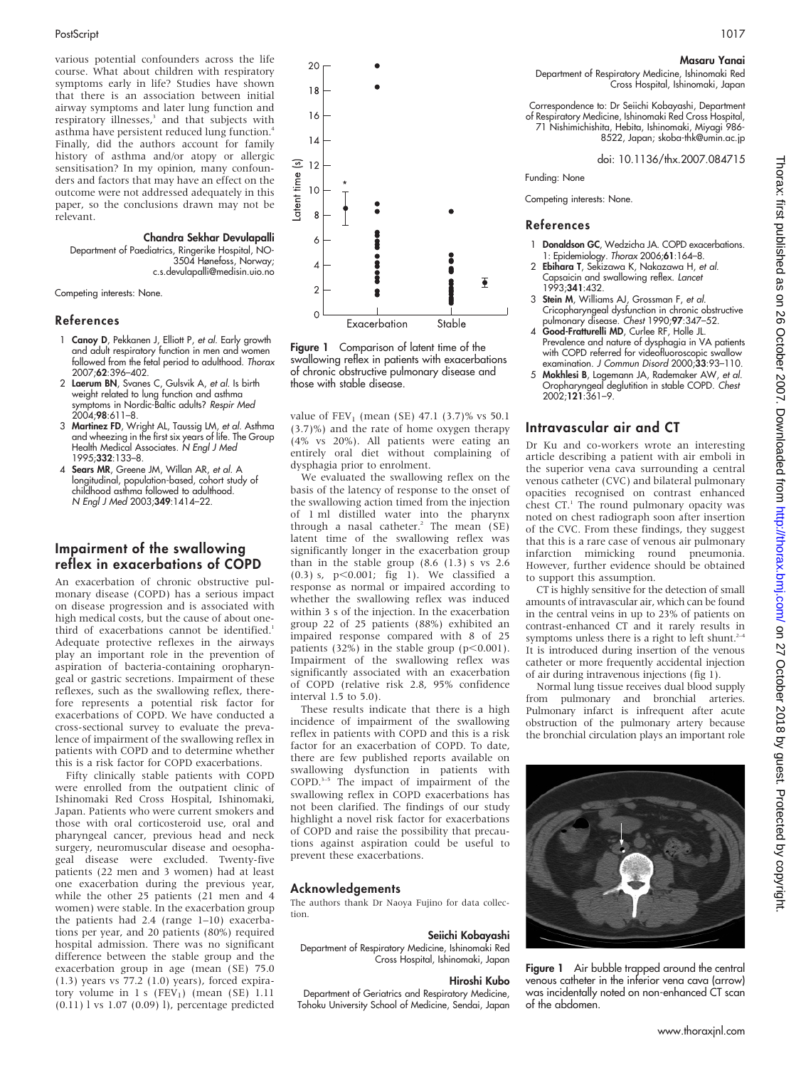various potential confounders across the life course. What about children with respiratory symptoms early in life? Studies have shown that there is an association between initial airway symptoms and later lung function and respiratory illnesses,[3] and that subjects with asthma have persistent reduced lung function.[4] Finally, did the authors account for family history of asthma and/or atopy or allergic sensitisation? In my opinion, many confounders and factors that may have an effect on the outcome were not addressed adequately in this paper, so the conclusions drawn may not be relevant.

**Chandra Sekhar Devulapalli**
Department of Paediatrics, Ringerike Hospital, NO-3504 Hønefoss, Norway; c.s.devulapalli@medisin.uio.no

Competing interests: None.

### References

1. **Canoy D**, Pekkanen J, Elliott P, *et al*. Early growth and adult respiratory function in men and women followed from the fetal period to adulthood. *Thorax* 2007;**62**:396–402.
2. **Laerum BN**, Svanes C, Gulsvik A, *et al*. Is birth weight related to lung function and asthma symptoms in Nordic-Baltic adults? *Respir Med* 2004;**98**:611–8.
3. **Martinez FD**, Wright AL, Taussig LM, *et al*. Asthma and wheezing in the first six years of life. The Group Health Medical Associates. *N Engl J Med* 1995;**332**:133–8.
4. **Sears MR**, Greene JM, Willan AR, *et al*. A longitudinal, population-based, cohort study of childhood asthma followed to adulthood. *N Engl J Med* 2003;**349**:1414–22.

## Impairment of the swallowing reflex in exacerbations of COPD

An exacerbation of chronic obstructive pulmonary disease (COPD) has a serious impact on disease progression and is associated with high medical costs, but the cause of about one-third of exacerbations cannot be identified.[1] Adequate protective reflexes in the airways play an important role in the prevention of aspiration of bacteria-containing oropharyngeal or gastric secretions. Impairment of these reflexes, such as the swallowing reflex, therefore represents a potential risk factor for exacerbations of COPD. We have conducted a cross-sectional survey to evaluate the prevalence of impairment of the swallowing reflex in patients with COPD and to determine whether this is a risk factor for COPD exacerbations.

Fifty clinically stable patients with COPD were enrolled from the outpatient clinic of Ishinomaki Red Cross Hospital, Ishinomaki, Japan. Patients who were current smokers and those with oral corticosteroid use, oral and pharyngeal cancer, previous head and neck surgery, neuromuscular disease and oesophageal disease were excluded. Twenty-five patients (22 men and 3 women) had at least one exacerbation during the previous year, while the other 25 patients (21 men and 4 women) were stable. In the exacerbation group the patients had 2.4 (range 1–10) exacerbations per year, and 20 patients (80%) required hospital admission. There was no significant difference between the stable group and the exacerbation group in age (mean (SE) 75.0 (1.3) years vs 77.2 (1.0) years), forced expiratory volume in 1 s ($FEV_1$) (mean (SE) 1.11 (0.11) l vs 1.07 (0.09) l), percentage predicted value of $FEV_1$ (mean (SE) 47.1 (3.7)% vs 50.1 (3.7)%) and the rate of home oxygen therapy (4% vs 20%). All patients were eating an entirely oral diet without complaining of dysphagia prior to enrolment.

Latent time (s)
20
18
16
14
12
10
8
6
4
2
0
*
Exacerbation
Stable

Figure 1 Comparison of latent time of the swallowing reflex in patients with exacerbations of chronic obstructive pulmonary disease and those with stable disease.

We evaluated the swallowing reflex on the basis of the latency of response to the onset of the swallowing action timed from the injection of 1 ml distilled water into the pharynx through a nasal catheter.[2] The mean (SE) latent time of the swallowing reflex was significantly longer in the exacerbation group than in the stable group (8.6 (1.3) s vs 2.6 (0.3) s, $p<0.001$; fig 1). We classified a response as normal or impaired according to whether the swallowing reflex was induced within 3 s of the injection. In the exacerbation group 22 of 25 patients (88%) exhibited an impaired response compared with 8 of 25 patients (32%) in the stable group ($p<0.001$). Impairment of the swallowing reflex was significantly associated with an exacerbation of COPD (relative risk 2.8, 95% confidence interval 1.5 to 5.0).

These results indicate that there is a high incidence of impairment of the swallowing reflex in patients with COPD and this is a risk factor for an exacerbation of COPD. To date, there are few published reports available on swallowing dysfunction in patients with COPD.[3–5] The impact of impairment of the swallowing reflex in COPD exacerbations has not been clarified. The findings of our study highlight a novel risk factor for exacerbations of COPD and raise the possibility that precautions against aspiration could be useful to prevent these exacerbations.

### Acknowledgements

The authors thank Dr Naoya Fujino for data collection.

**Seiichi Kobayashi**
Department of Respiratory Medicine, Ishinomaki Red Cross Hospital, Ishinomaki, Japan

**Hiroshi Kubo**
Department of Geriatrics and Respiratory Medicine, Tohoku University School of Medicine, Sendai, Japan

**Masaru Yanai**
Department of Respiratory Medicine, Ishinomaki Red Cross Hospital, Ishinomaki, Japan

Correspondence to: Dr Seiichi Kobayashi, Department of Respiratory Medicine, Ishinomaki Red Cross Hospital, 71 Nishimichishita, Hebita, Ishinomaki, Miyagi 986-8522, Japan; skoba-thk@umin.ac.jp

doi: 10.1136/thx.2007.084715

Funding: None

Competing interests: None.

### References

1. **Donaldson GC**, Wedzicha JA. COPD exacerbations. 1: Epidemiology. *Thorax* 2006;**61**:164–8.
2. **Ebihara T**, Sekizawa K, Nakazawa H, *et al*. Capsaicin and swallowing reflex. *Lancet* 1993;**341**:432.
3. **Stein M**, Williams AJ, Grossman F, *et al*. Cricopharyngeal dysfunction in chronic obstructive pulmonary disease. *Chest* 1990;**97**:347–52.
4. **Good-Fratturelli MD**, Curlee RF, Holle JL. Prevalence and nature of dysphagia in VA patients with COPD referred for videofluoroscopic swallow examination. *J Commun Disord* 2000;**33**:93–110.
5. **Mokhlesi B**, Logemann JA, Rademaker AW, *et al*. Oropharyngeal deglutition in stable COPD. *Chest* 2002;**121**:361–9.

## Intravascular air and CT

Dr Ku and co-workers wrote an interesting article describing a patient with air emboli in the superior vena cava surrounding a central venous catheter (CVC) and bilateral pulmonary opacities recognised on contrast enhanced chest CT.[1] The round pulmonary opacity was noted on chest radiograph soon after insertion of the CVC. From these findings, they suggest that this is a rare case of venous air pulmonary infarction mimicking round pneumonia. However, further evidence should be obtained to support this assumption.

CT is highly sensitive for the detection of small amounts of intravascular air, which can be found in the central veins in up to 23% of patients on contrast-enhanced CT and it rarely results in symptoms unless there is a right to left shunt.[2–4] It is introduced during insertion of the venous catheter or more frequently accidental injection of air during intravenous injections (fig 1).

Normal lung tissue receives dual blood supply from pulmonary and bronchial arteries. Pulmonary infarct is infrequent after acute obstruction of the pulmonary artery because the bronchial circulation plays an important role

Figure 1 Air bubble trapped around the central venous catheter in the inferior vena cava (arrow) was incidentally noted on non-enhanced CT scan of the abdomen.